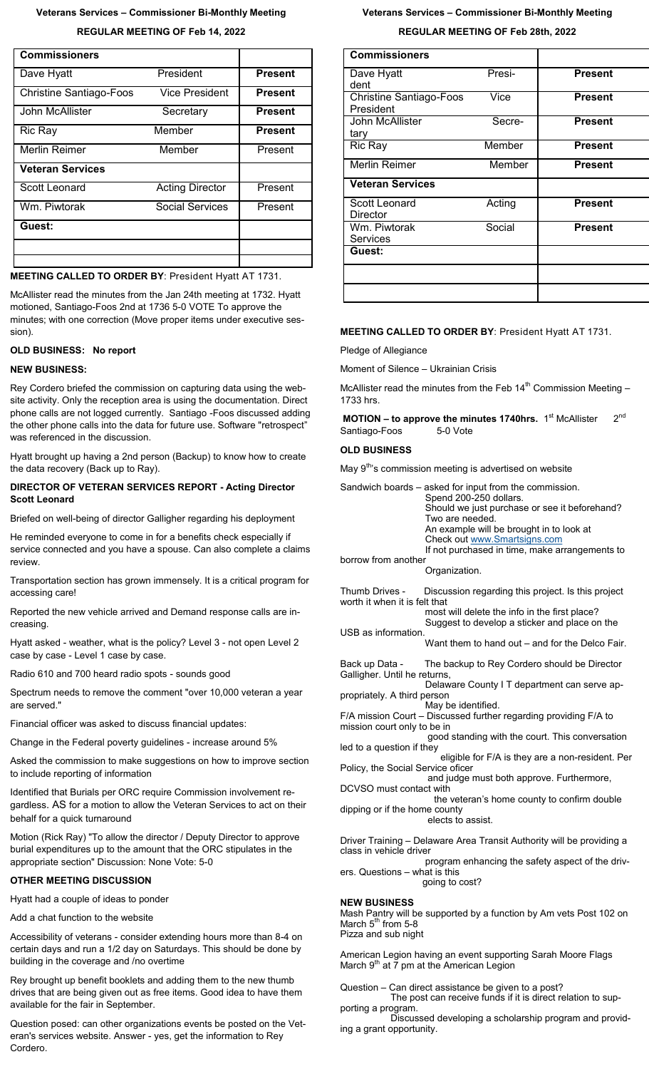## Veterans Services – Commissioner Bi-Monthly Meeting

### REGULAR MEETING OF Feb 14, 2022

| Commissioners | | |
|---|---|---|
| Dave Hyatt | President | **Present** |
| Christine Santiago-Foos | Vice President | **Present** |
| John McAllister | Secretary | **Present** |
| Ric Ray | Member | **Present** |
| Merlin Reimer | Member | Present |
| **Veteran Services** | | |
| Scott Leonard | Acting Director | Present |
| Wm. Piwtorak | Social Services | Present |
| **Guest:** | | |
| | | |

**MEETING CALLED TO ORDER BY**: President Hyatt AT 1731.

McAllister read the minutes from the Jan 24th meeting at 1732. Hyatt motioned, Santiago-Foos 2nd at 1736 5-0 VOTE To approve the minutes; with one correction (Move proper items under executive session).

**OLD BUSINESS: No report**

**NEW BUSINESS:**

Rey Cordero briefed the commission on capturing data using the website activity. Only the reception area is using the documentation. Direct phone calls are not logged currently. Santiago -Foos discussed adding the other phone calls into the data for future use. Software "retrospect" was referenced in the discussion.

Hyatt brought up having a 2nd person (Backup) to know how to create the data recovery (Back up to Ray).

**DIRECTOR OF VETERAN SERVICES REPORT - Acting Director Scott Leonard**

Briefed on well-being of director Galligher regarding his deployment

He reminded everyone to come in for a benefits check especially if service connected and you have a spouse. Can also complete a claims review.

Transportation section has grown immensely. It is a critical program for accessing care!

Reported the new vehicle arrived and Demand response calls are increasing.

Hyatt asked - weather, what is the policy? Level 3 - not open Level 2 case by case - Level 1 case by case.

Radio 610 and 700 heard radio spots - sounds good

Spectrum needs to remove the comment "over 10,000 veteran a year are served."

Financial officer was asked to discuss financial updates:

Change in the Federal poverty guidelines - increase around 5%

Asked the commission to make suggestions on how to improve section to include reporting of information

Identified that Burials per ORC require Commission involvement regardless. AS for a motion to allow the Veteran Services to act on their behalf for a quick turnaround

Motion (Rick Ray) "To allow the director / Deputy Director to approve burial expenditures up to to the amount that the ORC stipulates in the appropriate section" Discussion: None Vote: 5-0

**OTHER MEETING DISCUSSION**

Hyatt had a couple of ideas to ponder

Add a chat function to the website

Accessibility of veterans - consider extending hours more than 8-4 on certain days and run a 1/2 day on Saturdays. This should be done by building in the coverage and /no overtime

Rey brought up benefit booklets and adding them to the new thumb drives that are being given out as free items. Good idea to have them available for the fair in September.

Question posed: can other organizations events be posted on the Veteran's services website. Answer - yes, get the information to Rey Cordero.

## Veterans Services – Commissioner Bi-Monthly Meeting

### REGULAR MEETING OF Feb 28th, 2022

| Commissioners | | |
|---|---|---|
| Dave Hyatt | President | **Present** |
| Christine Santiago-Foos | Vice President | **Present** |
| John McAllister | Secretary | **Present** |
| Ric Ray | Member | **Present** |
| Merlin Reimer | Member | **Present** |
| **Veteran Services** | | |
| Scott Leonard | Acting Director | **Present** |
| Wm. Piwtorak | Social Services | **Present** |
| **Guest:** | | |
| | | |
| | | |

**MEETING CALLED TO ORDER BY**: President Hyatt AT 1731.

Pledge of Allegiance

Moment of Silence – Ukrainian Crisis

McAllister read the minutes from the Feb 14th Commission Meeting – 1733 hrs.

**MOTION – to approve the minutes 1740hrs.** 1st McAllister 2nd Santiago-Foos 5-0 Vote

**OLD BUSINESS**

May 9th's commission meeting is advertised on website

Sandwich boards – asked for input from the commission.
Spend 200-250 dollars.
Should we just purchase or see it beforehand?
Two are needed.
An example will be brought in to look at
Check out www.Smartsigns.com
If not purchased in time, make arrangements to borrow from another Organization.

Thumb Drives - Discussion regarding this project. Is this project worth it when it is felt that most will delete the info in the first place?
Suggest to develop a sticker and place on the USB as information.
Want them to hand out – and for the Delco Fair.

Back up Data - The backup to Rey Cordero should be Director Galligher. Until he returns, Delaware County I T department can serve appropriately. A third person May be identified.

F/A mission Court – Discussed further regarding providing F/A to mission court only to be in good standing with the court. This conversation led to a question if they eligible for F/A is they are a non-resident. Per Policy, the Social Service oficer and judge must both approve. Furthermore, DCVSO must contact with the veteran's home county to confirm double dipping or if the home county elects to assist.

Driver Training – Delaware Area Transit Authority will be providing a class in vehicle driver program enhancing the safety aspect of the drivers. Questions – what is this going to cost?

**NEW BUSINESS**

Mash Pantry will be supported by a function by Am vets Post 102 on March 5th from 5-8
Pizza and sub night

American Legion having an event supporting Sarah Moore Flags March 9th at 7 pm at the American Legion

Question – Can direct assistance be given to a post?
The post can receive funds if it is direct relation to supporting a program.
Discussed developing a scholarship program and providing a grant opportunity.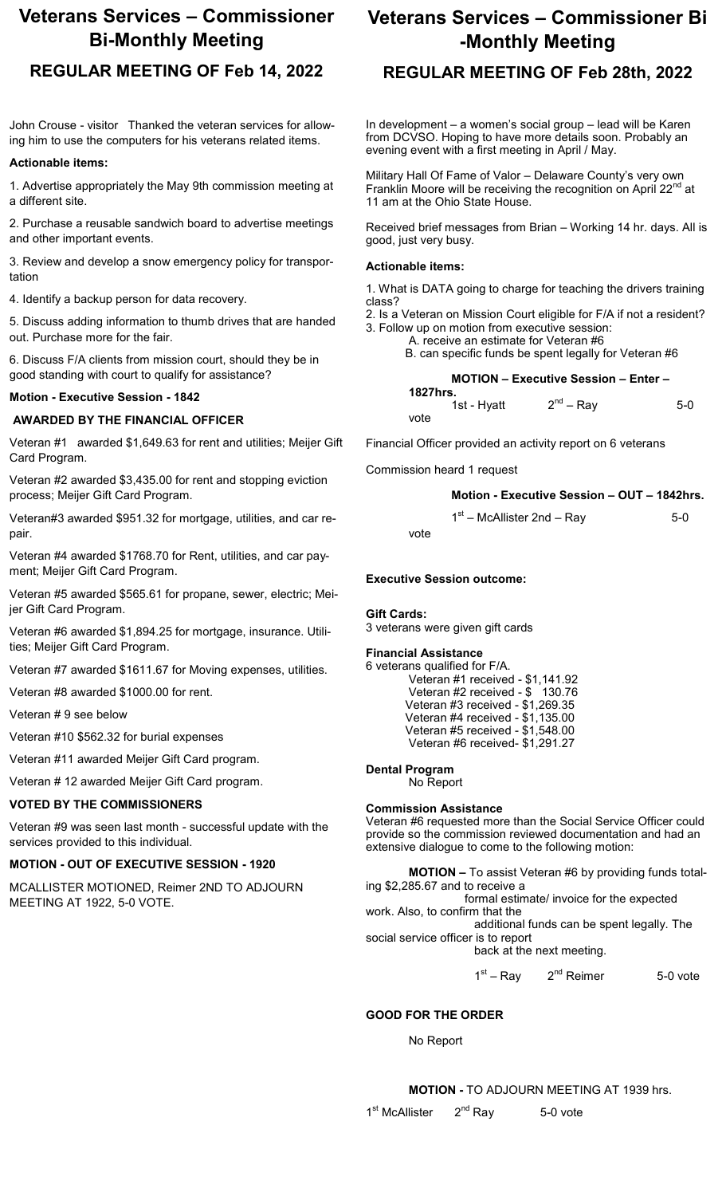# Veterans Services – Commissioner Bi-Monthly Meeting

## REGULAR MEETING OF Feb 14, 2022

John Crouse - visitor Thanked the veteran services for allowing him to use the computers for his veterans related items.

**Actionable items:**

1. Advertise appropriately the May 9th commission meeting at a different site.
2. Purchase a reusable sandwich board to advertise meetings and other important events.
3. Review and develop a snow emergency policy for transportation
4. Identify a backup person for data recovery.
5. Discuss adding information to thumb drives that are handed out. Purchase more for the fair.
6. Discuss F/A clients from mission court, should they be in good standing with court to qualify for assistance?

**Motion - Executive Session - 1842**

**AWARDED BY THE FINANCIAL OFFICER**

Veteran #1 awarded $1,649.63 for rent and utilities; Meijer Gift Card Program.

Veteran #2 awarded $3,435.00 for rent and stopping eviction process; Meijer Gift Card Program.

Veteran#3 awarded $951.32 for mortgage, utilities, and car repair.

Veteran #4 awarded $1768.70 for Rent, utilities, and car payment; Meijer Gift Card Program.

Veteran #5 awarded $565.61 for propane, sewer, electric; Meijer Gift Card Program.

Veteran #6 awarded $1,894.25 for mortgage, insurance. Utilities; Meijer Gift Card Program.

Veteran #7 awarded $1611.67 for Moving expenses, utilities.

Veteran #8 awarded $1000.00 for rent.

Veteran # 9 see below

Veteran #10 $562.32 for burial expenses

Veteran #11 awarded Meijer Gift Card program.

Veteran # 12 awarded Meijer Gift Card program.

**VOTED BY THE COMMISSIONERS**

Veteran #9 was seen last month - successful update with the services provided to this individual.

**MOTION - OUT OF EXECUTIVE SESSION - 1920**

MCALLISTER MOTIONED, Reimer 2ND TO ADJOURN MEETING AT 1922, 5-0 VOTE.

# Veterans Services – Commissioner Bi-Monthly Meeting

## REGULAR MEETING OF Feb 28th, 2022

In development – a women's social group – lead will be Karen from DCVSO. Hoping to have more details soon. Probably an evening event with a first meeting in April / May.

Military Hall Of Fame of Valor – Delaware County's very own Franklin Moore will be receiving the recognition on April 22nd at 11 am at the Ohio State House.

Received brief messages from Brian – Working 14 hr. days. All is good, just very busy.

**Actionable items:**

1. What is DATA going to charge for teaching the drivers training class?
2. Is a Veteran on Mission Court eligible for F/A if not a resident?
3. Follow up on motion from executive session:
   - A. receive an estimate for Veteran #6
   - B. can specific funds be spent legally for Veteran #6

**MOTION – Executive Session – Enter – 1827hrs.**

1st - Hyatt 2nd – Ray 5-0 vote

Financial Officer provided an activity report on 6 veterans

Commission heard 1 request

**Motion - Executive Session – OUT – 1842hrs.**

1st – McAllister 2nd – Ray 5-0 vote

**Executive Session outcome:**

**Gift Cards:**
3 veterans were given gift cards

**Financial Assistance**
6 veterans qualified for F/A.

- Veteran #1 received - $1,141.92
- Veteran #2 received - $ 130.76
- Veteran #3 received - $1,269.35
- Veteran #4 received - $1,135.00
- Veteran #5 received - $1,548.00
- Veteran #6 received- $1,291.27

**Dental Program**
No Report

**Commission Assistance**
Veteran #6 requested more than the Social Service Officer could provide so the commission reviewed documentation and had an extensive dialogue to come to the following motion:

**MOTION –** To assist Veteran #6 by providing funds totaling $2,285.67 and to receive a formal estimate/ invoice for the expected work. Also, to confirm that the additional funds can be spent legally. The social service officer is to report back at the next meeting.

1st – Ray 2nd Reimer 5-0 vote

**GOOD FOR THE ORDER**

No Report

**MOTION -** TO ADJOURN MEETING AT 1939 hrs.

1st McAllister 2nd Ray 5-0 vote